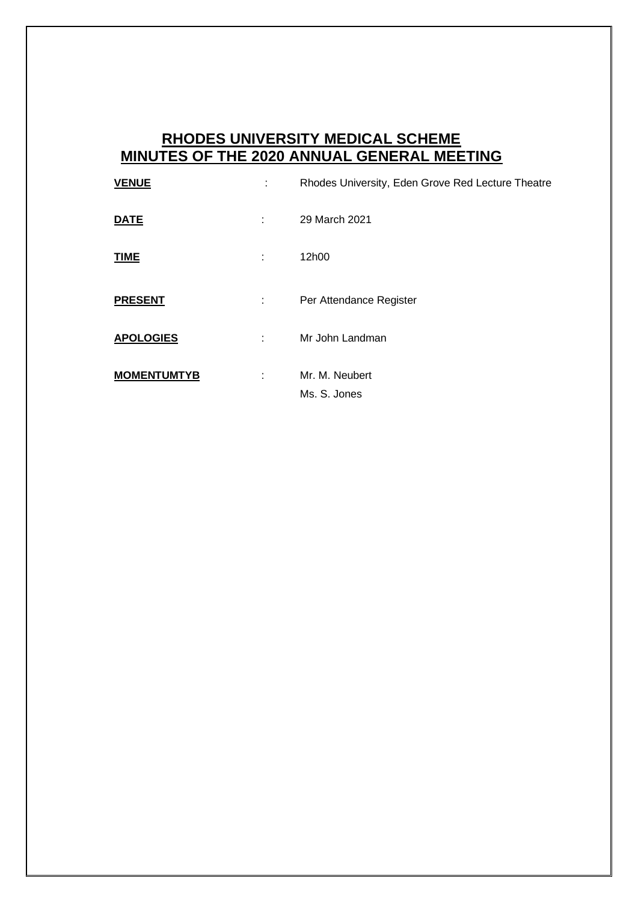# RHODES UNIVERSITY MEDICAL SCHEME
# MINUTES OF THE 2020 ANNUAL GENERAL MEETING

| | | |
|---|---|---|
| **VENUE** | : | Rhodes University, Eden Grove Red Lecture Theatre |
| **DATE** | : | 29 March 2021 |
| **TIME** | : | 12h00 |
| **PRESENT** | : | Per Attendance Register |
| **APOLOGIES** | : | Mr John Landman |
| **MOMENTUMTYB** | : | Mr. M. Neubert<br>Ms. S. Jones |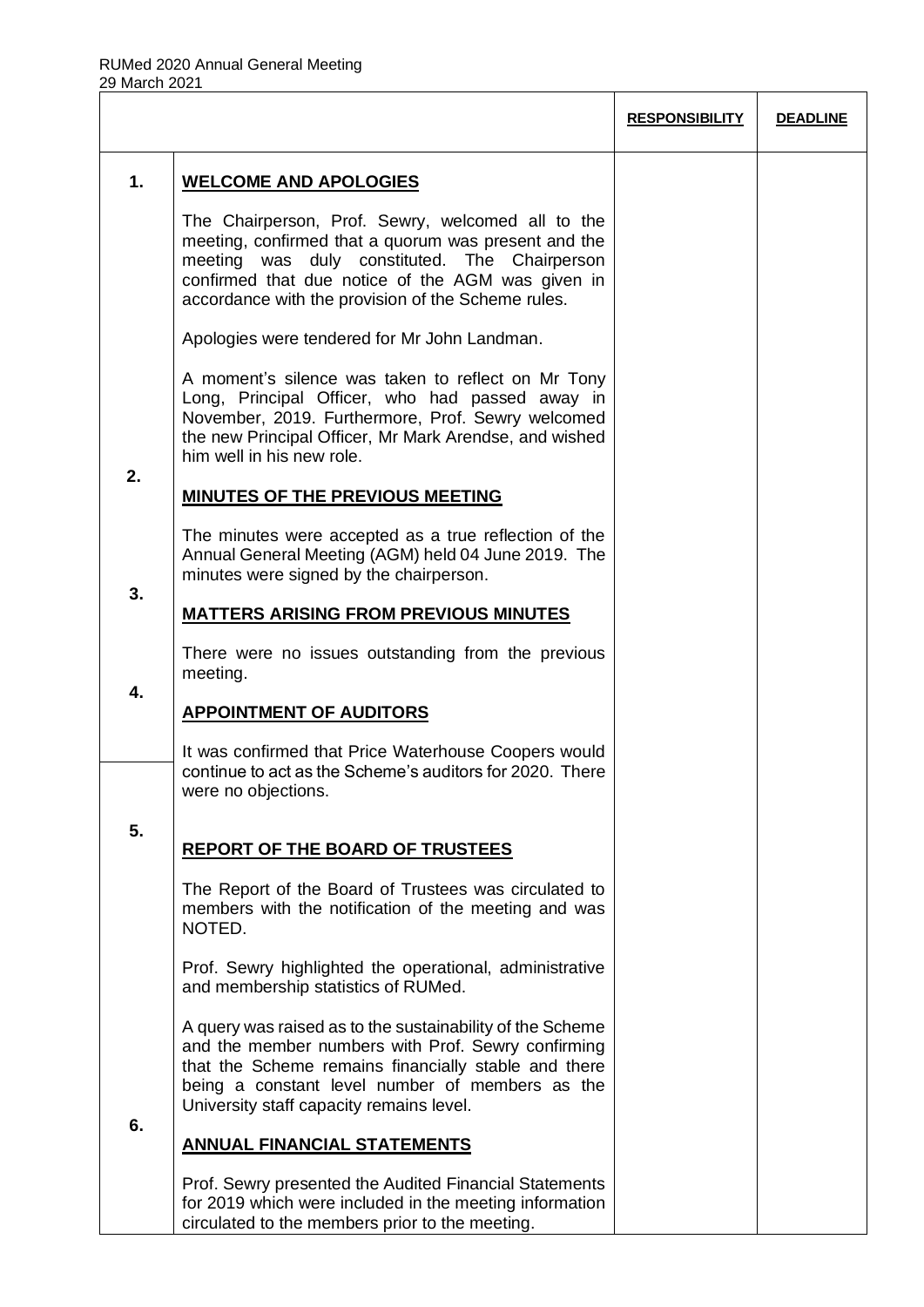| | | **RESPONSIBILITY** | **DEADLINE** |
|---|---|---|---|
| **1.** | **WELCOME AND APOLOGIES**<br><br>The Chairperson, Prof. Sewry, welcomed all to the meeting, confirmed that a quorum was present and the meeting was duly constituted. The Chairperson confirmed that due notice of the AGM was given in accordance with the provision of the Scheme rules.<br><br>Apologies were tendered for Mr John Landman.<br><br>A moment's silence was taken to reflect on Mr Tony Long, Principal Officer, who had passed away in November, 2019. Furthermore, Prof. Sewry welcomed the new Principal Officer, Mr Mark Arendse, and wished him well in his new role. | | |
| **2.** | **MINUTES OF THE PREVIOUS MEETING**<br><br>The minutes were accepted as a true reflection of the Annual General Meeting (AGM) held 04 June 2019. The minutes were signed by the chairperson. | | |
| **3.** | **MATTERS ARISING FROM PREVIOUS MINUTES**<br><br>There were no issues outstanding from the previous meeting. | | |
| **4.** | **APPOINTMENT OF AUDITORS**<br><br>It was confirmed that Price Waterhouse Coopers would continue to act as the Scheme's auditors for 2020. There were no objections. | | |
| **5.** | **REPORT OF THE BOARD OF TRUSTEES**<br><br>The Report of the Board of Trustees was circulated to members with the notification of the meeting and was NOTED.<br><br>Prof. Sewry highlighted the operational, administrative and membership statistics of RUMed.<br><br>A query was raised as to the sustainability of the Scheme and the member numbers with Prof. Sewry confirming that the Scheme remains financially stable and there being a constant level number of members as the University staff capacity remains level. | | |
| **6.** | **ANNUAL FINANCIAL STATEMENTS**<br><br>Prof. Sewry presented the Audited Financial Statements for 2019 which were included in the meeting information circulated to the members prior to the meeting. | | |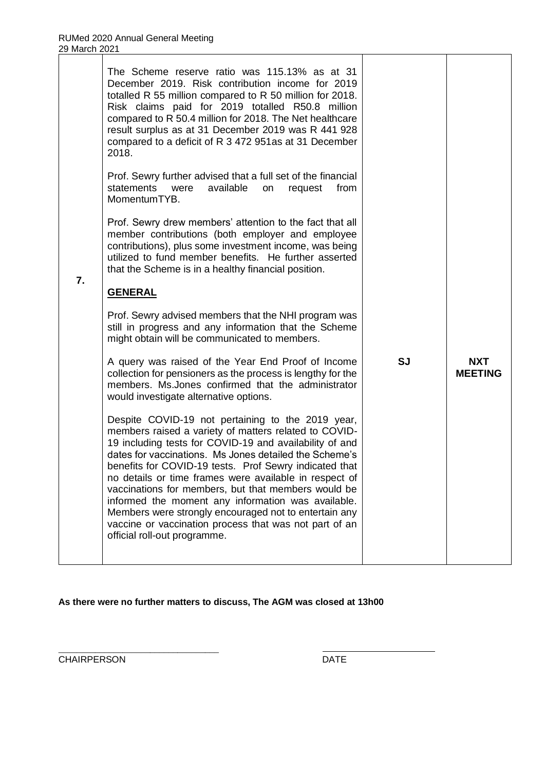| | | | |
|---|---|---|---|
| 7. | The Scheme reserve ratio was 115.13% as at 31 December 2019. Risk contribution income for 2019 totalled R 55 million compared to R 50 million for 2018. Risk claims paid for 2019 totalled R50.8 million compared to R 50.4 million for 2018. The Net healthcare result surplus as at 31 December 2019 was R 441 928 compared to a deficit of R 3 472 951as at 31 December 2018.<br><br>Prof. Sewry further advised that a full set of the financial statements were available on request from MomentumTYB.<br><br>Prof. Sewry drew members' attention to the fact that all member contributions (both employer and employee contributions), plus some investment income, was being utilized to fund member benefits. He further asserted that the Scheme is in a healthy financial position.<br><br>**<u>GENERAL</u>**<br><br>Prof. Sewry advised members that the NHI program was still in progress and any information that the Scheme might obtain will be communicated to members.<br><br>A query was raised of the Year End Proof of Income collection for pensioners as the process is lengthy for the members. Ms.Jones confirmed that the administrator would investigate alternative options.<br><br>Despite COVID-19 not pertaining to the 2019 year, members raised a variety of matters related to COVID-19 including tests for COVID-19 and availability of and dates for vaccinations. Ms Jones detailed the Scheme's benefits for COVID-19 tests. Prof Sewry indicated that no details or time frames were available in respect of vaccinations for members, but that members would be informed the moment any information was available. Members were strongly encouraged not to entertain any vaccine or vaccination process that was not part of an official roll-out programme. | **SJ** | **NXT MEETING** |

**As there were no further matters to discuss, The AGM was closed at 13h00**

_______________________________ CHAIRPERSON

______________________ DATE